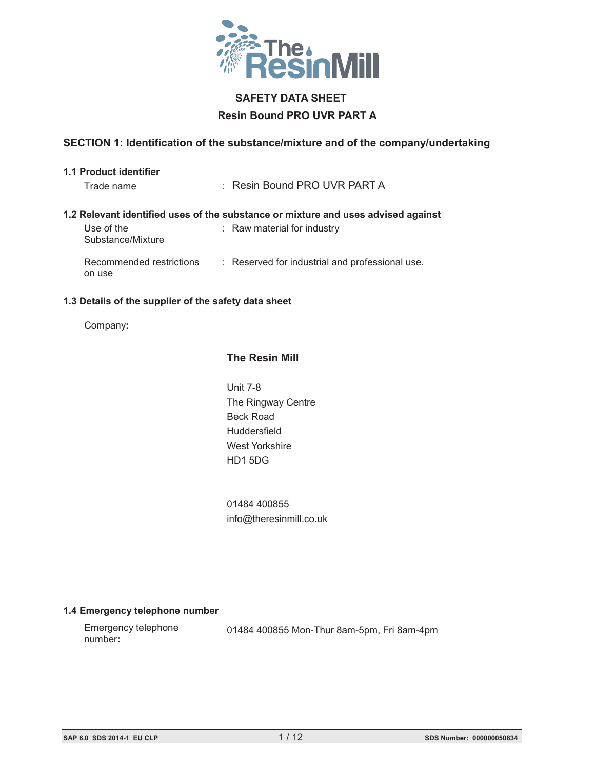# SAFETY DATA SHEET

## Resin Bound PRO UVR PART A

## SECTION 1: Identification of the substance/mixture and of the company/undertaking

### 1.1 Product identifier

Trade name : Resin Bound PRO UVR PART A

### 1.2 Relevant identified uses of the substance or mixture and uses advised against

Use of the Substance/Mixture : Raw material for industry

Recommended restrictions on use : Reserved for industrial and professional use.

### 1.3 Details of the supplier of the safety data sheet

Company:

**The Resin Mill**

Unit 7-8
The Ringway Centre
Beck Road
Huddersfield
West Yorkshire
HD1 5DG

01484 400855
info@theresinmill.co.uk

### 1.4 Emergency telephone number

Emergency telephone number: 01484 400855 Mon-Thur 8am-5pm, Fri 8am-4pm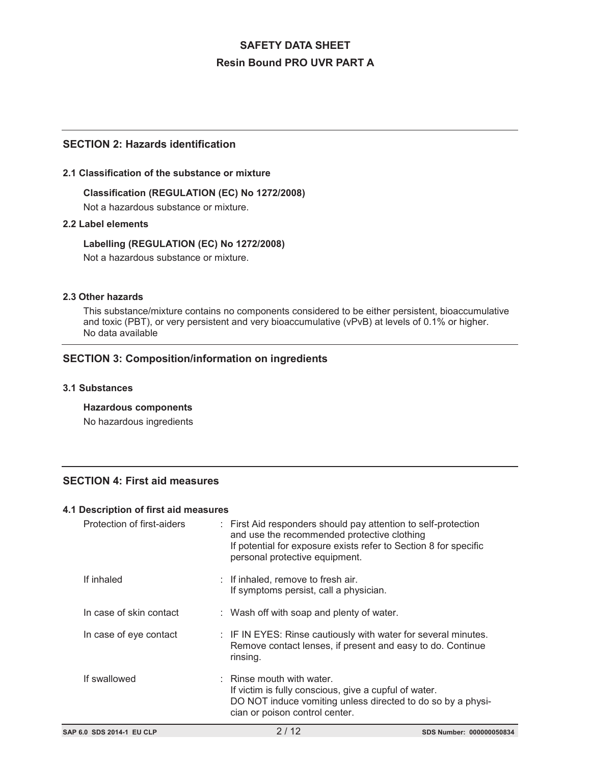## SECTION 2: Hazards identification

### 2.1 Classification of the substance or mixture

**Classification (REGULATION (EC) No 1272/2008)**

Not a hazardous substance or mixture.

### 2.2 Label elements

**Labelling (REGULATION (EC) No 1272/2008)**

Not a hazardous substance or mixture.

### 2.3 Other hazards

This substance/mixture contains no components considered to be either persistent, bioaccumulative and toxic (PBT), or very persistent and very bioaccumulative (vPvB) at levels of 0.1% or higher.
No data available

## SECTION 3: Composition/information on ingredients

### 3.1 Substances

**Hazardous components**

No hazardous ingredients

## SECTION 4: First aid measures

### 4.1 Description of first aid measures

| | |
|---|---|
| Protection of first-aiders | : First Aid responders should pay attention to self-protection and use the recommended protective clothing<br>If potential for exposure exists refer to Section 8 for specific personal protective equipment. |
| If inhaled | : If inhaled, remove to fresh air.<br>If symptoms persist, call a physician. |
| In case of skin contact | : Wash off with soap and plenty of water. |
| In case of eye contact | : IF IN EYES: Rinse cautiously with water for several minutes. Remove contact lenses, if present and easy to do. Continue rinsing. |
| If swallowed | : Rinse mouth with water.<br>If victim is fully conscious, give a cupful of water.<br>DO NOT induce vomiting unless directed to do so by a physician or poison control center. |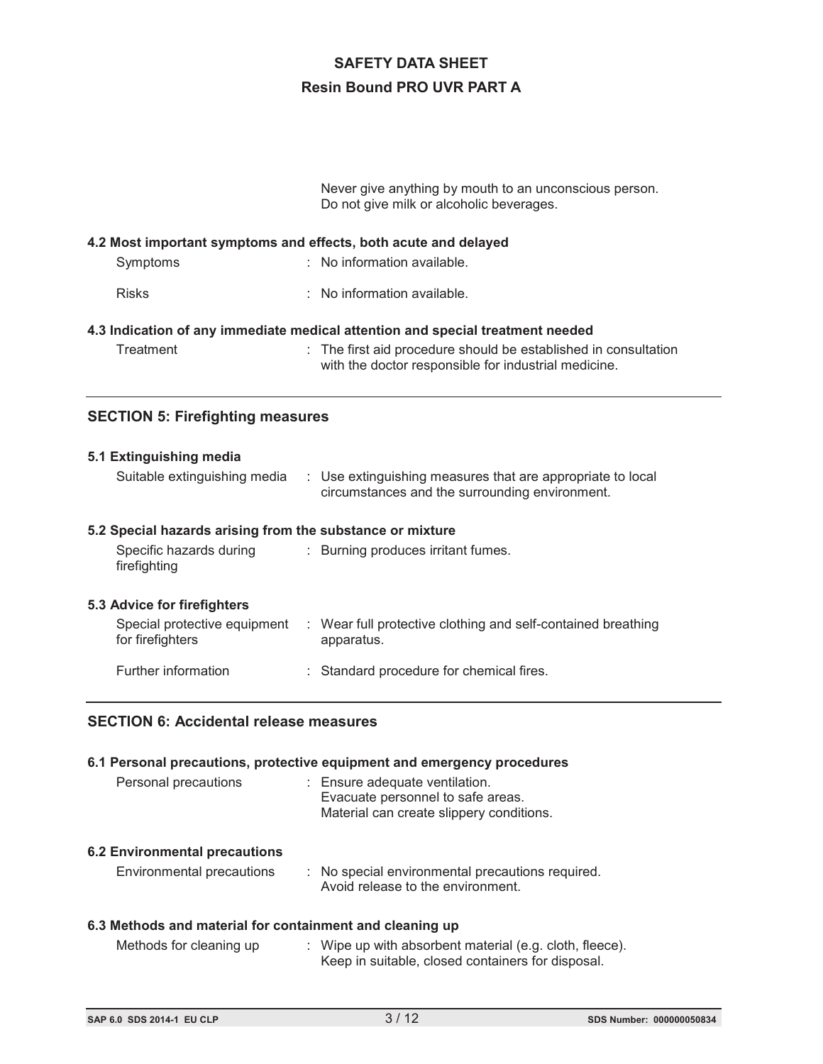Never give anything by mouth to an unconscious person.
Do not give milk or alcoholic beverages.

### 4.2 Most important symptoms and effects, both acute and delayed

| | |
|---|---|
| Symptoms | : No information available. |
| Risks | : No information available. |

### 4.3 Indication of any immediate medical attention and special treatment needed

| | |
|---|---|
| Treatment | : The first aid procedure should be established in consultation with the doctor responsible for industrial medicine. |

## SECTION 5: Firefighting measures

### 5.1 Extinguishing media

| | |
|---|---|
| Suitable extinguishing media | : Use extinguishing measures that are appropriate to local circumstances and the surrounding environment. |

### 5.2 Special hazards arising from the substance or mixture

| | |
|---|---|
| Specific hazards during firefighting | : Burning produces irritant fumes. |

### 5.3 Advice for firefighters

| | |
|---|---|
| Special protective equipment for firefighters | : Wear full protective clothing and self-contained breathing apparatus. |
| Further information | : Standard procedure for chemical fires. |

## SECTION 6: Accidental release measures

### 6.1 Personal precautions, protective equipment and emergency procedures

| | |
|---|---|
| Personal precautions | : Ensure adequate ventilation.<br>Evacuate personnel to safe areas.<br>Material can create slippery conditions. |

### 6.2 Environmental precautions

| | |
|---|---|
| Environmental precautions | : No special environmental precautions required.<br>Avoid release to the environment. |

### 6.3 Methods and material for containment and cleaning up

| | |
|---|---|
| Methods for cleaning up | : Wipe up with absorbent material (e.g. cloth, fleece).<br>Keep in suitable, closed containers for disposal. |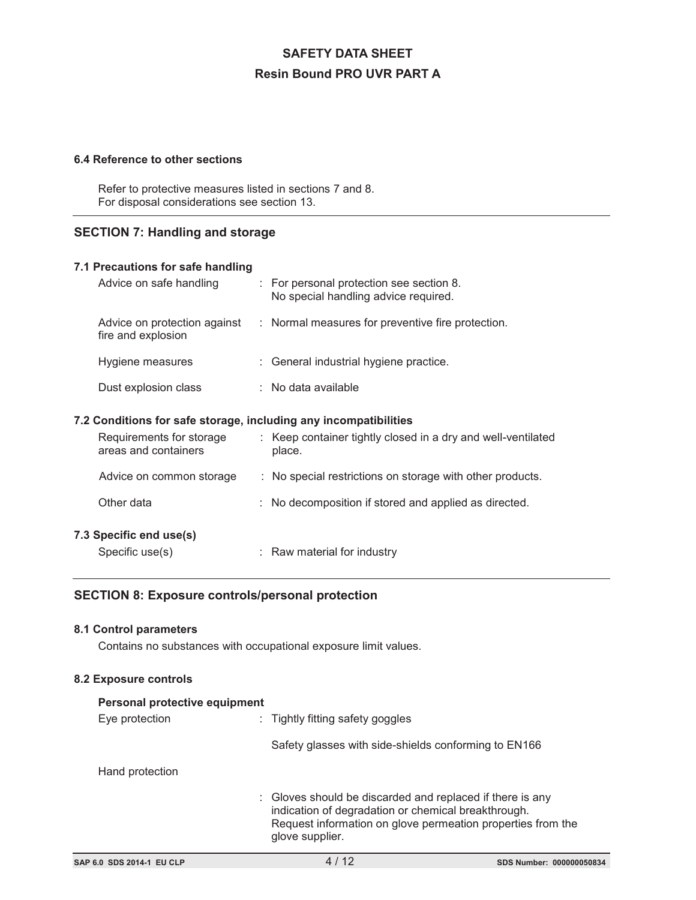### 6.4 Reference to other sections

Refer to protective measures listed in sections 7 and 8.
For disposal considerations see section 13.

## SECTION 7: Handling and storage

### 7.1 Precautions for safe handling

| | |
|---|---|
| Advice on safe handling | : For personal protection see section 8. No special handling advice required. |
| Advice on protection against fire and explosion | : Normal measures for preventive fire protection. |
| Hygiene measures | : General industrial hygiene practice. |
| Dust explosion class | : No data available |

### 7.2 Conditions for safe storage, including any incompatibilities

| | |
|---|---|
| Requirements for storage areas and containers | : Keep container tightly closed in a dry and well-ventilated place. |
| Advice on common storage | : No special restrictions on storage with other products. |
| Other data | : No decomposition if stored and applied as directed. |

### 7.3 Specific end use(s)

| | |
|---|---|
| Specific use(s) | : Raw material for industry |

## SECTION 8: Exposure controls/personal protection

### 8.1 Control parameters

Contains no substances with occupational exposure limit values.

### 8.2 Exposure controls

**Personal protective equipment**

| | |
|---|---|
| Eye protection | : Tightly fitting safety goggles<br><br>Safety glasses with side-shields conforming to EN166 |
| Hand protection | |
| | : Gloves should be discarded and replaced if there is any indication of degradation or chemical breakthrough. Request information on glove permeation properties from the glove supplier. |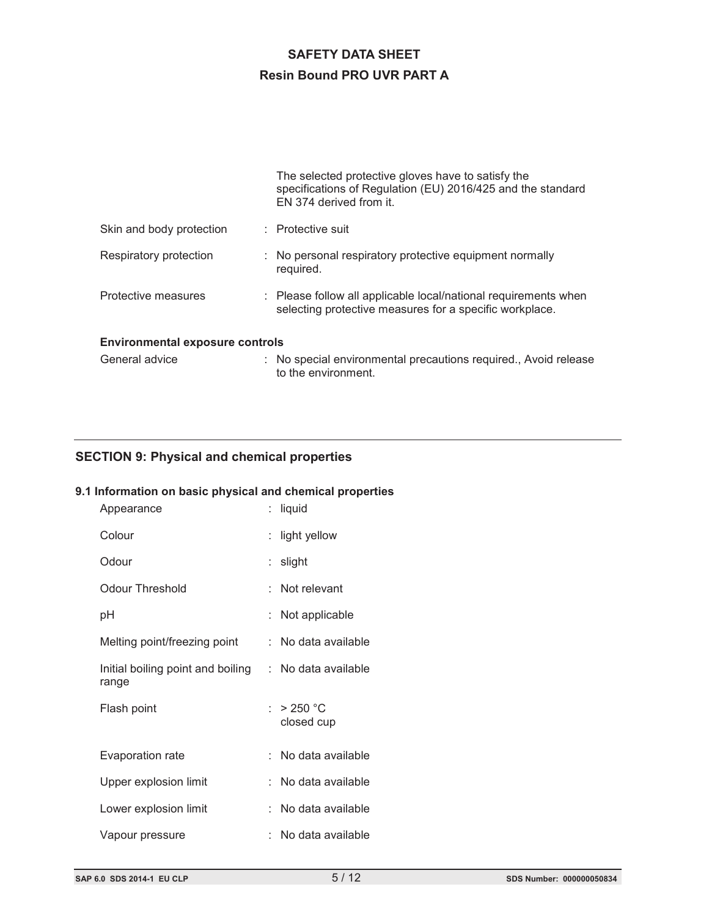The selected protective gloves have to satisfy the specifications of Regulation (EU) 2016/425 and the standard EN 374 derived from it.

| | |
|---|---|
| Skin and body protection | : Protective suit |
| Respiratory protection | : No personal respiratory protective equipment normally required. |
| Protective measures | : Please follow all applicable local/national requirements when selecting protective measures for a specific workplace. |

**Environmental exposure controls**

| | |
|---|---|
| General advice | : No special environmental precautions required., Avoid release to the environment. |

## SECTION 9: Physical and chemical properties

### 9.1 Information on basic physical and chemical properties

| | |
|---|---|
| Appearance | : liquid |
| Colour | : light yellow |
| Odour | : slight |
| Odour Threshold | : Not relevant |
| pH | : Not applicable |
| Melting point/freezing point | : No data available |
| Initial boiling point and boiling range | : No data available |
| Flash point | : > 250 °C closed cup |
| Evaporation rate | : No data available |
| Upper explosion limit | : No data available |
| Lower explosion limit | : No data available |
| Vapour pressure | : No data available |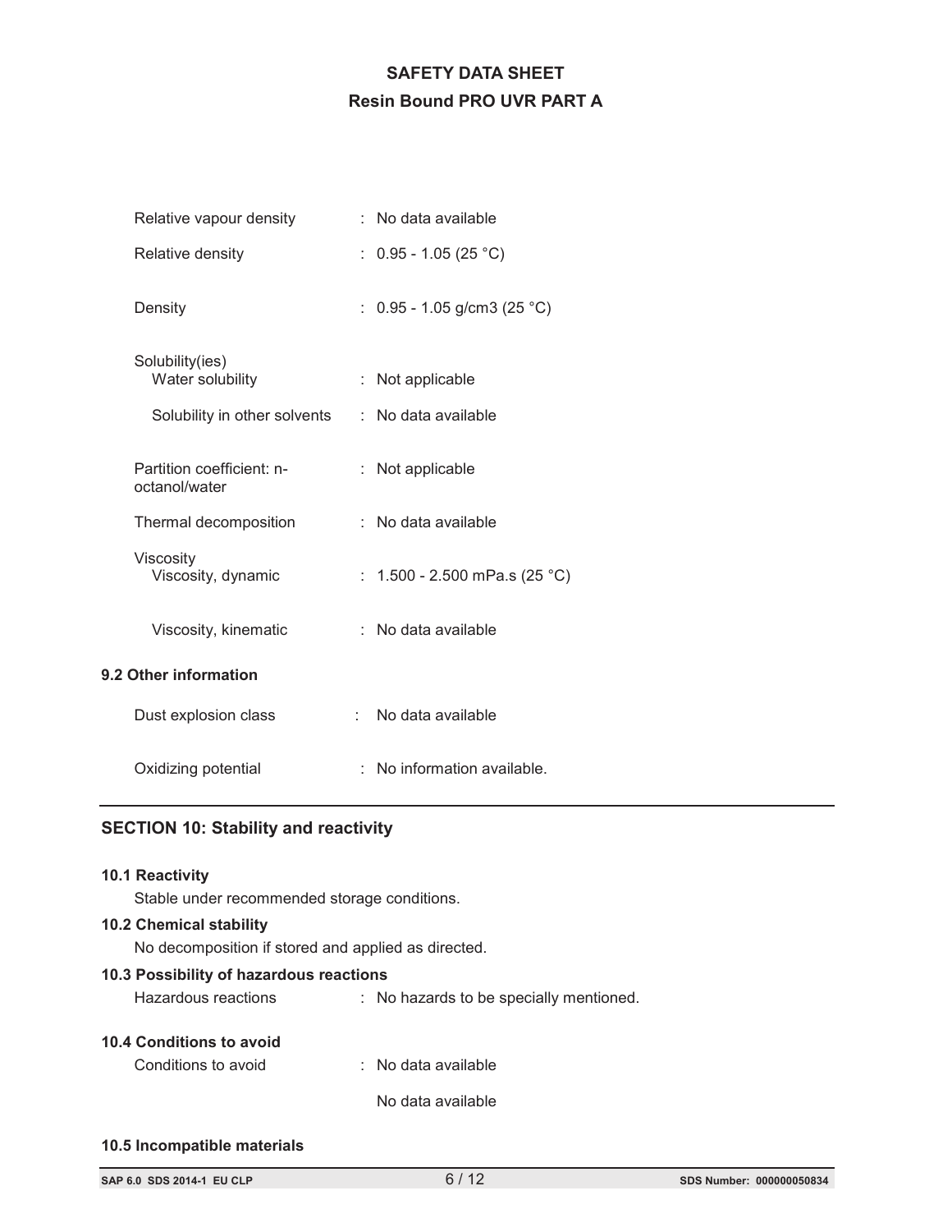| | | |
|---|---|---|
| Relative vapour density | : | No data available |
| Relative density | : | 0.95 - 1.05 (25 °C) |
| Density | : | 0.95 - 1.05 g/cm3 (25 °C) |
| Solubility(ies) | | |
| Water solubility | : | Not applicable |
| Solubility in other solvents | : | No data available |
| Partition coefficient: n-octanol/water | : | Not applicable |
| Thermal decomposition | : | No data available |
| Viscosity | | |
| Viscosity, dynamic | : | 1.500 - 2.500 mPa.s (25 °C) |
| Viscosity, kinematic | : | No data available |

**9.2 Other information**

| | | |
|---|---|---|
| Dust explosion class | : | No data available |
| Oxidizing potential | : | No information available. |

## SECTION 10: Stability and reactivity

**10.1 Reactivity**

Stable under recommended storage conditions.

**10.2 Chemical stability**

No decomposition if stored and applied as directed.

**10.3 Possibility of hazardous reactions**

Hazardous reactions : No hazards to be specially mentioned.

**10.4 Conditions to avoid**

Conditions to avoid : No data available

No data available

**10.5 Incompatible materials**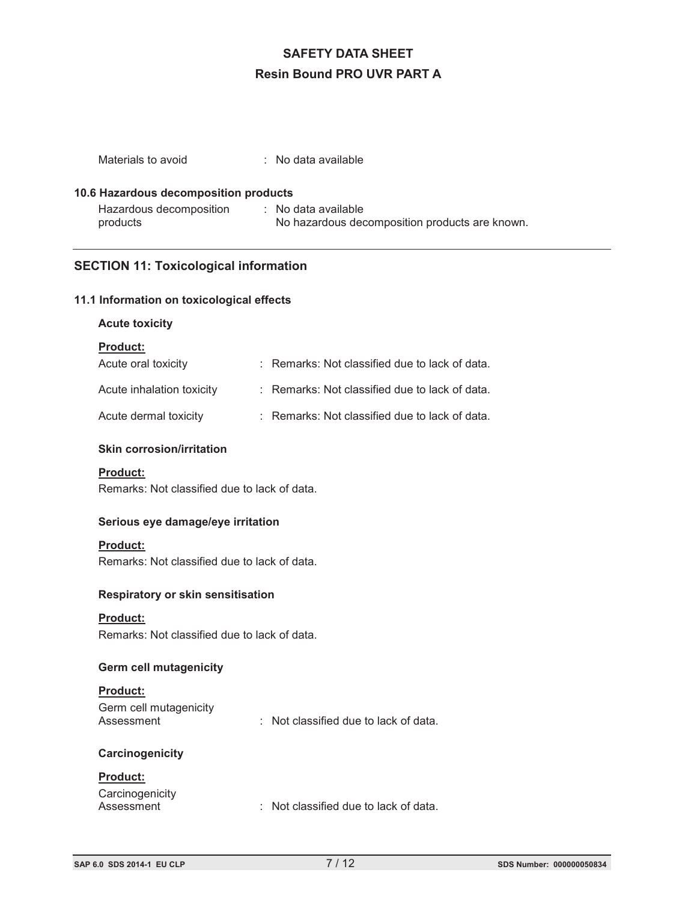Materials to avoid : No data available

### 10.6 Hazardous decomposition products

Hazardous decomposition products : No data available
No hazardous decomposition products are known.

---

## SECTION 11: Toxicological information

### 11.1 Information on toxicological effects

**Acute toxicity**

**Product:**

Acute oral toxicity : Remarks: Not classified due to lack of data.

Acute inhalation toxicity : Remarks: Not classified due to lack of data.

Acute dermal toxicity : Remarks: Not classified due to lack of data.

**Skin corrosion/irritation**

**Product:**

Remarks: Not classified due to lack of data.

**Serious eye damage/eye irritation**

**Product:**

Remarks: Not classified due to lack of data.

**Respiratory or skin sensitisation**

**Product:**

Remarks: Not classified due to lack of data.

**Germ cell mutagenicity**

**Product:**

Germ cell mutagenicity Assessment : Not classified due to lack of data.

**Carcinogenicity**

**Product:**

Carcinogenicity Assessment : Not classified due to lack of data.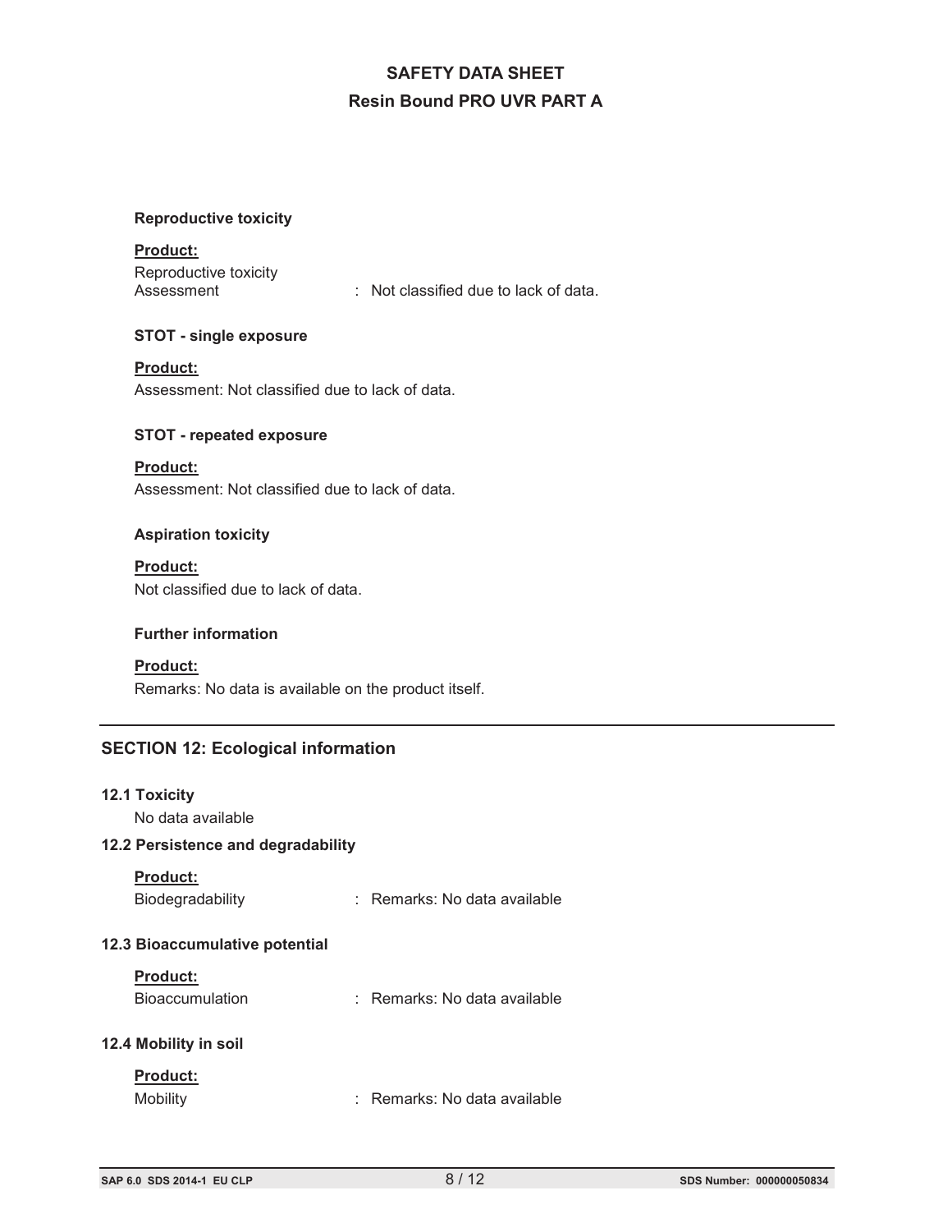### Reproductive toxicity

**Product:**

Reproductive toxicity Assessment : Not classified due to lack of data.

### STOT - single exposure

**Product:**

Assessment: Not classified due to lack of data.

### STOT - repeated exposure

**Product:**

Assessment: Not classified due to lack of data.

### Aspiration toxicity

**Product:**

Not classified due to lack of data.

### Further information

**Product:**

Remarks: No data is available on the product itself.

## SECTION 12: Ecological information

### 12.1 Toxicity

No data available

### 12.2 Persistence and degradability

**Product:**

Biodegradability : Remarks: No data available

### 12.3 Bioaccumulative potential

**Product:**

Bioaccumulation : Remarks: No data available

### 12.4 Mobility in soil

**Product:**

Mobility : Remarks: No data available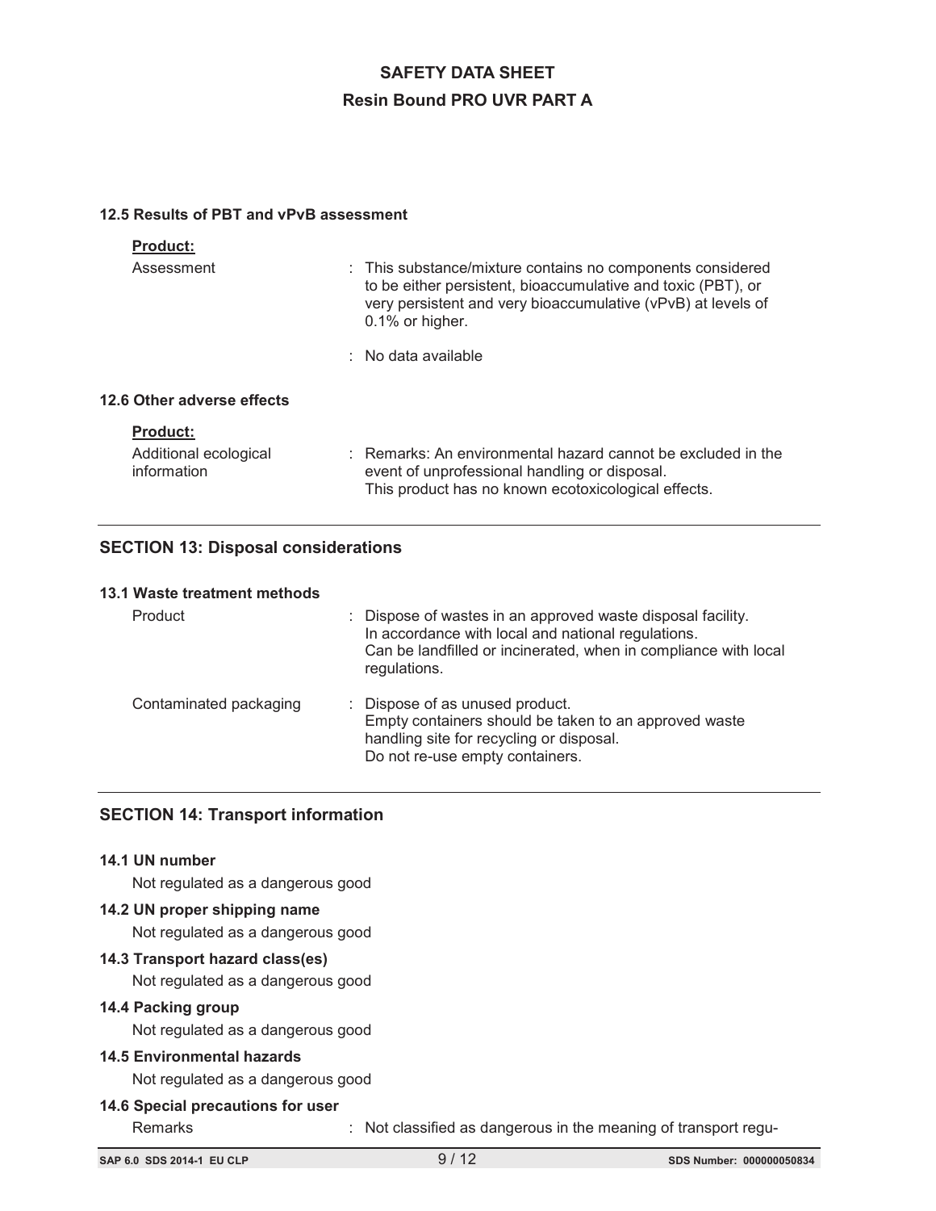### 12.5 Results of PBT and vPvB assessment

**Product:**

| | |
|---|---|
| Assessment | : This substance/mixture contains no components considered to be either persistent, bioaccumulative and toxic (PBT), or very persistent and very bioaccumulative (vPvB) at levels of 0.1% or higher. |
| | : No data available |

### 12.6 Other adverse effects

**Product:**

| | |
|---|---|
| Additional ecological information | : Remarks: An environmental hazard cannot be excluded in the event of unprofessional handling or disposal. This product has no known ecotoxicological effects. |

## SECTION 13: Disposal considerations

### 13.1 Waste treatment methods

| | |
|---|---|
| Product | : Dispose of wastes in an approved waste disposal facility. In accordance with local and national regulations. Can be landfilled or incinerated, when in compliance with local regulations. |
| Contaminated packaging | : Dispose of as unused product. Empty containers should be taken to an approved waste handling site for recycling or disposal. Do not re-use empty containers. |

## SECTION 14: Transport information

### 14.1 UN number

Not regulated as a dangerous good

### 14.2 UN proper shipping name

Not regulated as a dangerous good

### 14.3 Transport hazard class(es)

Not regulated as a dangerous good

### 14.4 Packing group

Not regulated as a dangerous good

### 14.5 Environmental hazards

Not regulated as a dangerous good

### 14.6 Special precautions for user

Remarks : Not classified as dangerous in the meaning of transport regu-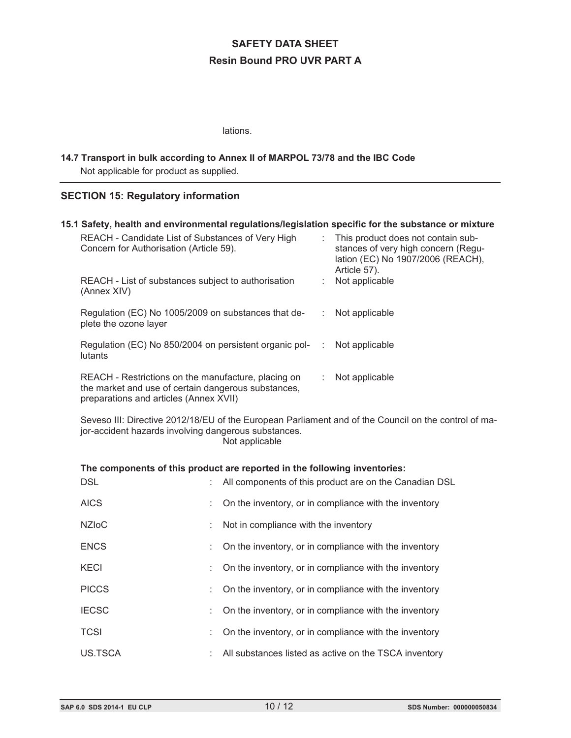lations.

**14.7 Transport in bulk according to Annex II of MARPOL 73/78 and the IBC Code**

Not applicable for product as supplied.

## SECTION 15: Regulatory information

**15.1 Safety, health and environmental regulations/legislation specific for the substance or mixture**

| | | |
|---|---|---|
| REACH - Candidate List of Substances of Very High Concern for Authorisation (Article 59). | : | This product does not contain substances of very high concern (Regulation (EC) No 1907/2006 (REACH), Article 57). |
| REACH - List of substances subject to authorisation (Annex XIV) | : | Not applicable |
| Regulation (EC) No 1005/2009 on substances that deplete the ozone layer | : | Not applicable |
| Regulation (EC) No 850/2004 on persistent organic pollutants | : | Not applicable |
| REACH - Restrictions on the manufacture, placing on the market and use of certain dangerous substances, preparations and articles (Annex XVII) | : | Not applicable |

Seveso III: Directive 2012/18/EU of the European Parliament and of the Council on the control of major-accident hazards involving dangerous substances.
Not applicable

**The components of this product are reported in the following inventories:**

| | | |
|---|---|---|
| DSL | : | All components of this product are on the Canadian DSL |
| AICS | : | On the inventory, or in compliance with the inventory |
| NZIoC | : | Not in compliance with the inventory |
| ENCS | : | On the inventory, or in compliance with the inventory |
| KECI | : | On the inventory, or in compliance with the inventory |
| PICCS | : | On the inventory, or in compliance with the inventory |
| IECSC | : | On the inventory, or in compliance with the inventory |
| TCSI | : | On the inventory, or in compliance with the inventory |
| US.TSCA | : | All substances listed as active on the TSCA inventory |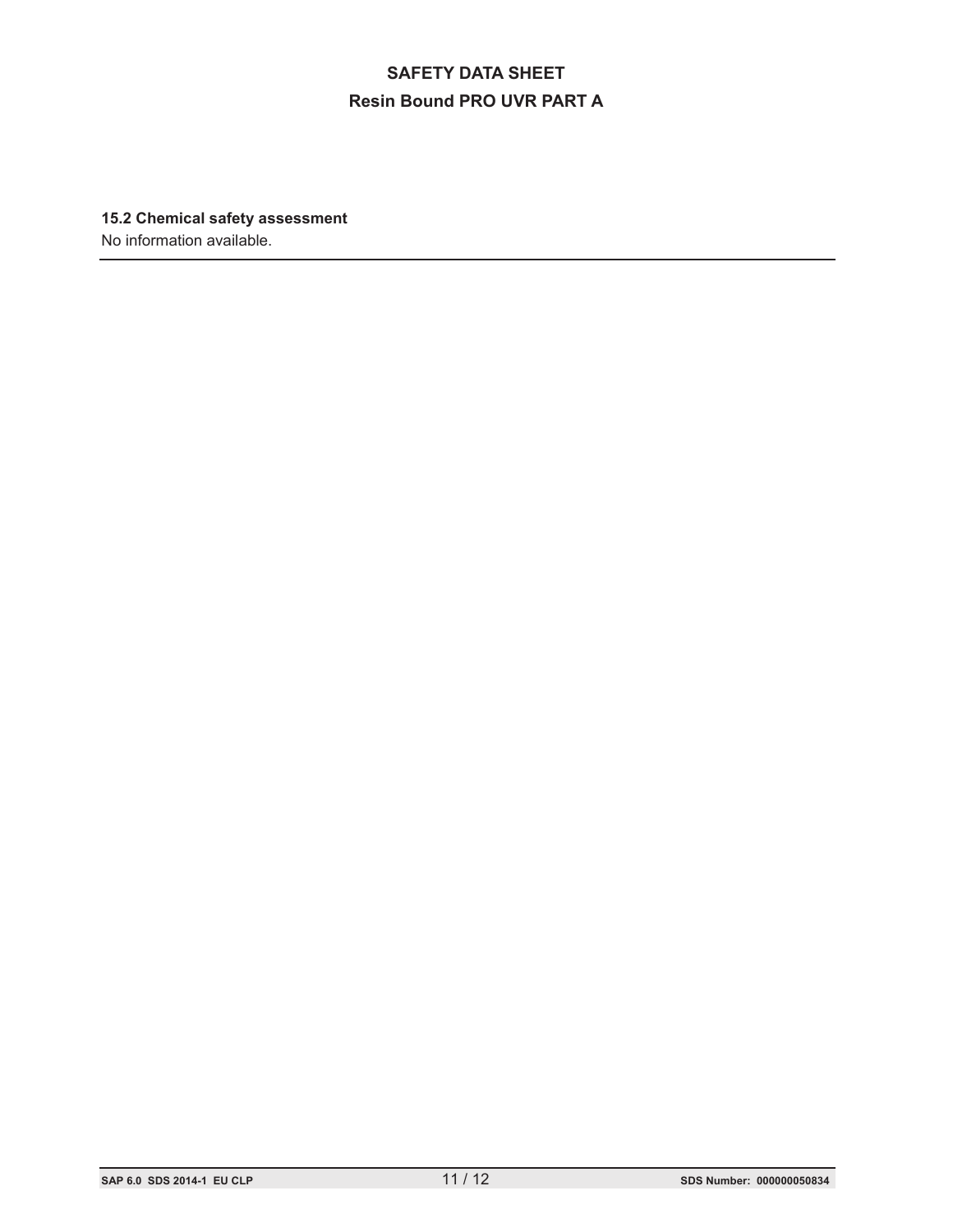**15.2 Chemical safety assessment**

No information available.